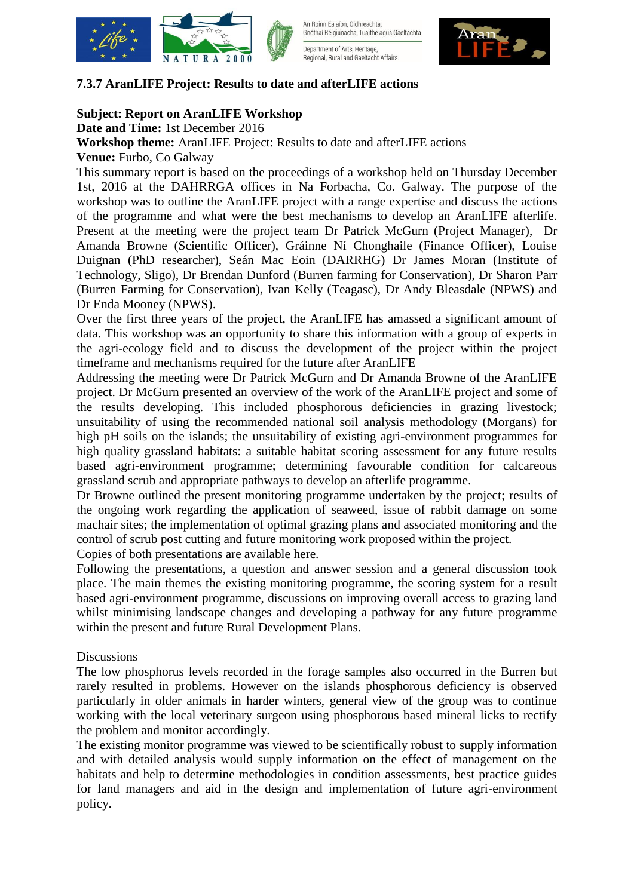### 7.3.7 AranLIFE Project: Results to date and afterLIFE actions

**Subject: Report on AranLIFE Workshop**
**Date and Time:** 1st December 2016
**Workshop theme:** AranLIFE Project: Results to date and afterLIFE actions
**Venue:** Furbo, Co Galway

This summary report is based on the proceedings of a workshop held on Thursday December 1st, 2016 at the DAHRRGA offices in Na Forbacha, Co. Galway. The purpose of the workshop was to outline the AranLIFE project with a range expertise and discuss the actions of the programme and what were the best mechanisms to develop an AranLIFE afterlife. Present at the meeting were the project team Dr Patrick McGurn (Project Manager), Dr Amanda Browne (Scientific Officer), Gráinne Ní Chonghaile (Finance Officer), Louise Duignan (PhD researcher), Seán Mac Eoin (DARRHG) Dr James Moran (Institute of Technology, Sligo), Dr Brendan Dunford (Burren farming for Conservation), Dr Sharon Parr (Burren Farming for Conservation), Ivan Kelly (Teagasc), Dr Andy Bleasdale (NPWS) and Dr Enda Mooney (NPWS).

Over the first three years of the project, the AranLIFE has amassed a significant amount of data. This workshop was an opportunity to share this information with a group of experts in the agri-ecology field and to discuss the development of the project within the project timeframe and mechanisms required for the future after AranLIFE

Addressing the meeting were Dr Patrick McGurn and Dr Amanda Browne of the AranLIFE project. Dr McGurn presented an overview of the work of the AranLIFE project and some of the results developing. This included phosphorous deficiencies in grazing livestock; unsuitability of using the recommended national soil analysis methodology (Morgans) for high pH soils on the islands; the unsuitability of existing agri-environment programmes for high quality grassland habitats: a suitable habitat scoring assessment for any future results based agri-environment programme; determining favourable condition for calcareous grassland scrub and appropriate pathways to develop an afterlife programme.

Dr Browne outlined the present monitoring programme undertaken by the project; results of the ongoing work regarding the application of seaweed, issue of rabbit damage on some machair sites; the implementation of optimal grazing plans and associated monitoring and the control of scrub post cutting and future monitoring work proposed within the project.

Copies of both presentations are available here.

Following the presentations, a question and answer session and a general discussion took place. The main themes the existing monitoring programme, the scoring system for a result based agri-environment programme, discussions on improving overall access to grazing land whilst minimising landscape changes and developing a pathway for any future programme within the present and future Rural Development Plans.

Discussions

The low phosphorus levels recorded in the forage samples also occurred in the Burren but rarely resulted in problems. However on the islands phosphorous deficiency is observed particularly in older animals in harder winters, general view of the group was to continue working with the local veterinary surgeon using phosphorous based mineral licks to rectify the problem and monitor accordingly.

The existing monitor programme was viewed to be scientifically robust to supply information and with detailed analysis would supply information on the effect of management on the habitats and help to determine methodologies in condition assessments, best practice guides for land managers and aid in the design and implementation of future agri-environment policy.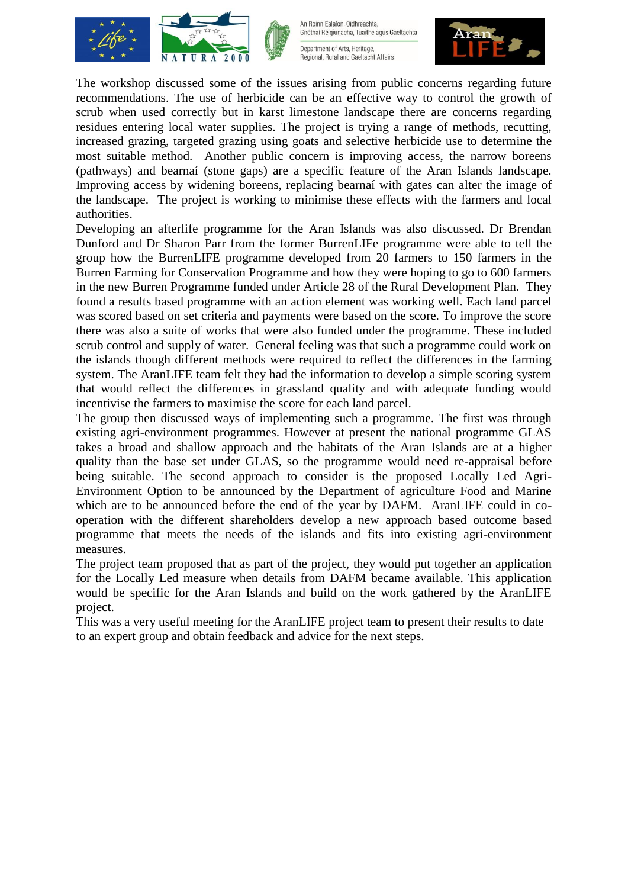The workshop discussed some of the issues arising from public concerns regarding future recommendations. The use of herbicide can be an effective way to control the growth of scrub when used correctly but in karst limestone landscape there are concerns regarding residues entering local water supplies. The project is trying a range of methods, recutting, increased grazing, targeted grazing using goats and selective herbicide use to determine the most suitable method. Another public concern is improving access, the narrow boreens (pathways) and bearnaí (stone gaps) are a specific feature of the Aran Islands landscape. Improving access by widening boreens, replacing bearnaí with gates can alter the image of the landscape. The project is working to minimise these effects with the farmers and local authorities.

Developing an afterlife programme for the Aran Islands was also discussed. Dr Brendan Dunford and Dr Sharon Parr from the former BurrenLIFe programme were able to tell the group how the BurrenLIFE programme developed from 20 farmers to 150 farmers in the Burren Farming for Conservation Programme and how they were hoping to go to 600 farmers in the new Burren Programme funded under Article 28 of the Rural Development Plan. They found a results based programme with an action element was working well. Each land parcel was scored based on set criteria and payments were based on the score. To improve the score there was also a suite of works that were also funded under the programme. These included scrub control and supply of water. General feeling was that such a programme could work on the islands though different methods were required to reflect the differences in the farming system. The AranLIFE team felt they had the information to develop a simple scoring system that would reflect the differences in grassland quality and with adequate funding would incentivise the farmers to maximise the score for each land parcel.

The group then discussed ways of implementing such a programme. The first was through existing agri-environment programmes. However at present the national programme GLAS takes a broad and shallow approach and the habitats of the Aran Islands are at a higher quality than the base set under GLAS, so the programme would need re-appraisal before being suitable. The second approach to consider is the proposed Locally Led Agri-Environment Option to be announced by the Department of agriculture Food and Marine which are to be announced before the end of the year by DAFM. AranLIFE could in co-operation with the different shareholders develop a new approach based outcome based programme that meets the needs of the islands and fits into existing agri-environment measures.

The project team proposed that as part of the project, they would put together an application for the Locally Led measure when details from DAFM became available. This application would be specific for the Aran Islands and build on the work gathered by the AranLIFE project.

This was a very useful meeting for the AranLIFE project team to present their results to date to an expert group and obtain feedback and advice for the next steps.